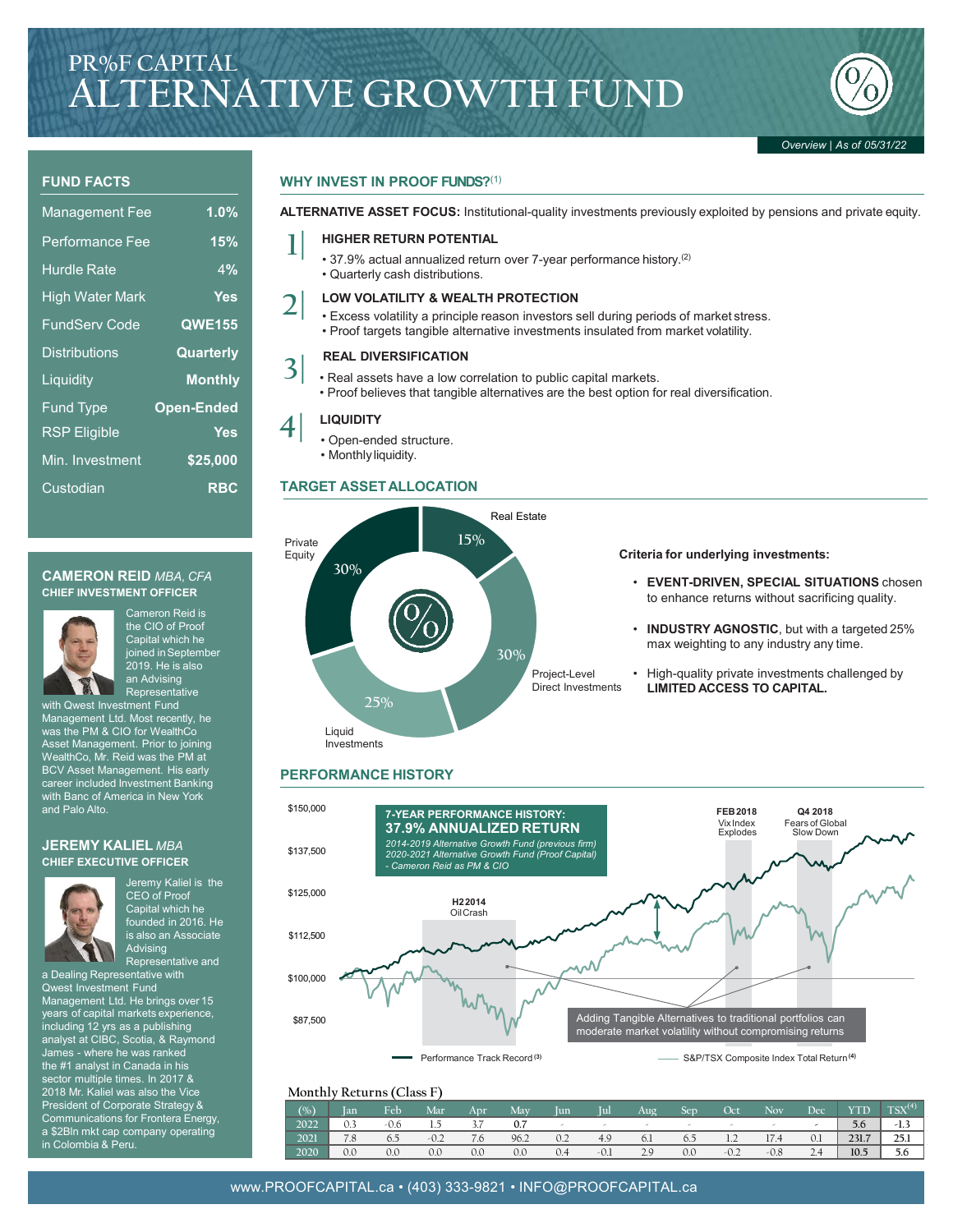# PR%F CAPITAL ALTERNATIVE GROWTH FUND

*Overview | As of 05/31/22*

## FUND FACTS

| | |
|---|---|
| Management Fee | 1.0% |
| Performance Fee | 15% |
| Hurdle Rate | 4% |
| High Water Mark | Yes |
| FundServ Code | QWE155 |
| Distributions | Quarterly |
| Liquidity | Monthly |
| Fund Type | Open-Ended |
| RSP Eligible | Yes |
| Min. Investment | $25,000 |
| Custodian | RBC |

### CAMERON REID *MBA, CFA*
**CHIEF INVESTMENT OFFICER**

Cameron Reid is the CIO of Proof Capital which he joined in September 2019. He is also an Advising Representative with Qwest Investment Fund Management Ltd. Most recently, he was the PM & CIO for WealthCo Asset Management. Prior to joining WealthCo, Mr. Reid was the PM at BCV Asset Management. His early career included Investment Banking with Banc of America in New York and Palo Alto.

### JEREMY KALIEL *MBA*
**CHIEF EXECUTIVE OFFICER**

Jeremy Kaliel is the CEO of Proof Capital which he founded in 2016. He is also an Associate Advising Representative and a Dealing Representative with Qwest Investment Fund Management Ltd. He brings over 15 years of capital markets experience, including 12 yrs as a publishing analyst at CIBC, Scotia, & Raymond James - where he was ranked the #1 analyst in Canada in his sector multiple times. In 2017 & 2018 Mr. Kaliel was also the Vice President of Corporate Strategy & Communications for Frontera Energy, a $2Bln mkt cap company operating in Colombia & Peru.

## WHY INVEST IN PROOF FUNDS?[1]

**ALTERNATIVE ASSET FOCUS:** Institutional-quality investments previously exploited by pensions and private equity.

**1| HIGHER RETURN POTENTIAL**
- 37.9% actual annualized return over 7-year performance history.[2]
- Quarterly cash distributions.

**2| LOW VOLATILITY & WEALTH PROTECTION**
- Excess volatility a principle reason investors sell during periods of market stress.
- Proof targets tangible alternative investments insulated from market volatility.

**3| REAL DIVERSIFICATION**
- Real assets have a low correlation to public capital markets.
- Proof believes that tangible alternatives are the best option for real diversification.

**4| LIQUIDITY**
- Open-ended structure.
- Monthly liquidity.

## TARGET ASSET ALLOCATION

- Real Estate: 15%
- Project-Level Direct Investments: 30%
- Liquid Investments: 25%
- Private Equity: 30%

**Criteria for underlying investments:**

- **EVENT-DRIVEN, SPECIAL SITUATIONS** chosen to enhance returns without sacrificing quality.
- **INDUSTRY AGNOSTIC**, but with a targeted 25% max weighting to any industry any time.
- High-quality private investments challenged by **LIMITED ACCESS TO CAPITAL.**

## PERFORMANCE HISTORY

**7-YEAR PERFORMANCE HISTORY:**
**37.9% ANNUALIZED RETURN**
*2014-2019 Alternative Growth Fund (previous firm)*
*2020-2021 Alternative Growth Fund (Proof Capital)*
*- Cameron Reid as PM & CIO*

H2 2014 Oil Crash | FEB 2018 Vix Index Explodes | Q4 2018 Fears of Global Slow Down

Adding Tangible Alternatives to traditional portfolios can moderate market volatility without compromising returns

Performance Track Record[3] — S&P/TSX Composite Index Total Return[4]

Monthly Returns (Class F)

| (%) | Jan | Feb | Mar | Apr | May | Jun | Jul | Aug | Sep | Oct | Nov | Dec | YTD | TSX[4] |
|---|---|---|---|---|---|---|---|---|---|---|---|---|---|---|
| 2022 | 0.3 | -0.6 | 1.5 | 3.7 | 0.7 | - | - | - | - | - | - | - | 5.6 | -1.3 |
| 2021 | 7.8 | 6.5 | -0.2 | 7.6 | 96.2 | 0.2 | 4.9 | 6.1 | 6.5 | 1.2 | 17.4 | 0.1 | 231.7 | 25.1 |
| 2020 | 0.0 | 0.0 | 0.0 | 0.0 | 0.0 | 0.4 | -0.1 | 2.9 | 0.0 | -0.2 | -0.8 | 2.4 | 10.5 | 5.6 |

www.PROOFCAPITAL.ca • (403) 333-9821 • INFO@PROOFCAPITAL.ca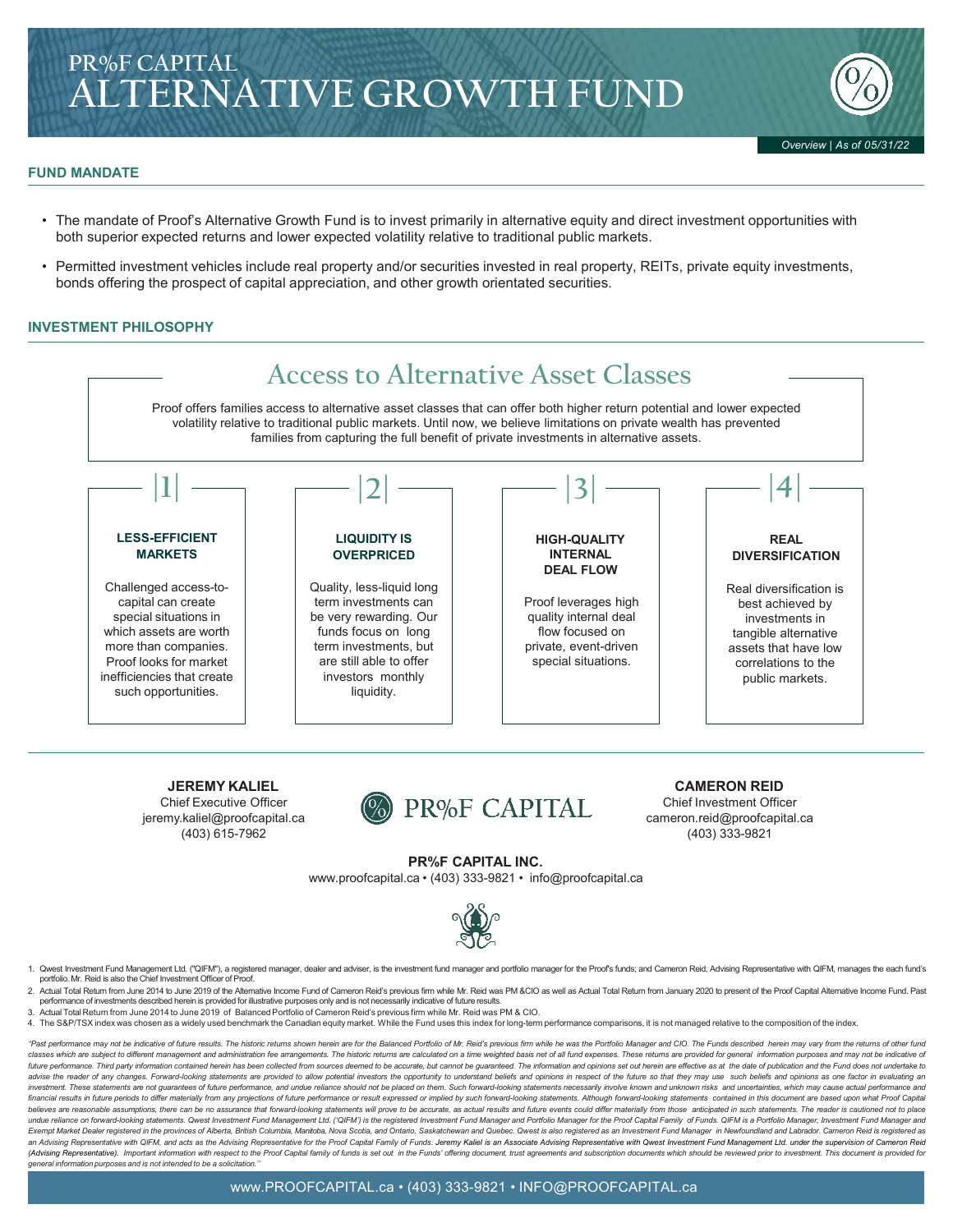# PR%F CAPITAL
# ALTERNATIVE GROWTH FUND

*Overview | As of 05/31/22*

## FUND MANDATE

- The mandate of Proof's Alternative Growth Fund is to invest primarily in alternative equity and direct investment opportunities with both superior expected returns and lower expected volatility relative to traditional public markets.
- Permitted investment vehicles include real property and/or securities invested in real property, REITs, private equity investments, bonds offering the prospect of capital appreciation, and other growth orientated securities.

## INVESTMENT PHILOSOPHY

### Access to Alternative Asset Classes

Proof offers families access to alternative asset classes that can offer both higher return potential and lower expected volatility relative to traditional public markets. Until now, we believe limitations on private wealth has prevented families from capturing the full benefit of private investments in alternative assets.

**|1| LESS-EFFICIENT MARKETS**

Challenged access-to-capital can create special situations in which assets are worth more than companies. Proof looks for market inefficiencies that create such opportunities.

**|2| LIQUIDITY IS OVERPRICED**

Quality, less-liquid long term investments can be very rewarding. Our funds focus on long term investments, but are still able to offer investors monthly liquidity.

**|3| HIGH-QUALITY INTERNAL DEAL FLOW**

Proof leverages high quality internal deal flow focused on private, event-driven special situations.

**|4| REAL DIVERSIFICATION**

Real diversification is best achieved by investments in tangible alternative assets that have low correlations to the public markets.

---

**JEREMY KALIEL**
Chief Executive Officer
jeremy.kaliel@proofcapital.ca
(403) 615-7962

PR%F CAPITAL

**CAMERON REID**
Chief Investment Officer
cameron.reid@proofcapital.ca
(403) 333-9821

**PR%F CAPITAL INC.**
www.proofcapital.ca • (403) 333-9821 • info@proofcapital.ca

1. Qwest Investment Fund Management Ltd. ("QIFM"), a registered manager, dealer and adviser, is the investment fund manager and portfolio manager for the Proof's funds; and Cameron Reid, Advising Representative with QIFM, manages the each fund's portfolio. Mr. Reid is also the Chief Investment Officer of Proof.
2. Actual Total Return from June 2014 to June 2019 of the Alternative Income Fund of Cameron Reid's previous firm while Mr. Reid was PM &CIO as well as Actual Total Return from January 2020 to present of the Proof Capital Alternative Income Fund. Past performance of investments described herein is provided for illustrative purposes only and is not necessarily indicative of future results.
3. Actual Total Return from June 2014 to June 2019 of Balanced Portfolio of Cameron Reid's previous firm while Mr. Reid was PM & CIO.
4. The S&P/TSX index was chosen as a widely used benchmark the Canadian equity market. While the Fund uses this index for long-term performance comparisons, it is not managed relative to the composition of the index.

*"Past performance may not be indicative of future results. The historic returns shown herein are for the Balanced Portfolio of Mr. Reid's previous firm while he was the Portfolio Manager and CIO. The Funds described herein may vary from the returns of other fund classes which are subject to different management and administration fee arrangements. The historic returns are calculated on a time weighted basis net of all fund expenses. These returns are provided for general information purposes and may not be indicative of future performance. Third party information contained herein has been collected from sources deemed to be accurate, but cannot be guaranteed. The information and opinions set out herein are effective as at the date of publication and the Fund does not undertake to advise the reader of any changes. Forward-looking statements are provided to allow potential investors the opportunity to understand beliefs and opinions in respect of the future so that they may use such beliefs and opinions as one factor in evaluating an investment. These statements are not guarantees of future performance, and undue reliance should not be placed on them. Such forward-looking statements necessarily involve known and unknown risks and uncertainties, which may cause actual performance and financial results in future periods to differ materially from any projections of future performance or result expressed or implied by such forward-looking statements. Although forward-looking statements contained in this document are based upon what Proof Capital believes are reasonable assumptions, there can be no assurance that forward-looking statements will prove to be accurate, as actual results and future events could differ materially from those anticipated in such statements. The reader is cautioned not to place undue reliance on forward-looking statements. Qwest Investment Fund Management Ltd. ('QIFM') is the registered Investment Fund Manager and Portfolio Manager for the Proof Capital Family of Funds. QIFM is a Portfolio Manager, Investment Fund Manager and Exempt Market Dealer registered in the provinces of Alberta, British Columbia, Manitoba, Nova Scotia, and Ontario, Saskatchewan and Quebec. Qwest is also registered as an Investment Fund Manager in Newfoundland and Labrador. Cameron Reid is registered as an Advising Representative with QIFM, and acts as the Advising Representative for the Proof Capital Family of Funds.* ***Jeremy Kaliel is an Associate Advising Representative with Qwest Investment Fund Management Ltd. under the supervision of Cameron Reid (Advising Representative).*** *Important information with respect to the Proof Capital family of funds is set out in the Funds' offering document, trust agreements and subscription documents which should be reviewed prior to investment. This document is provided for general information purposes and is not intended to be a solicitation."*

www.PROOFCAPITAL.ca • (403) 333-9821 • INFO@PROOFCAPITAL.ca